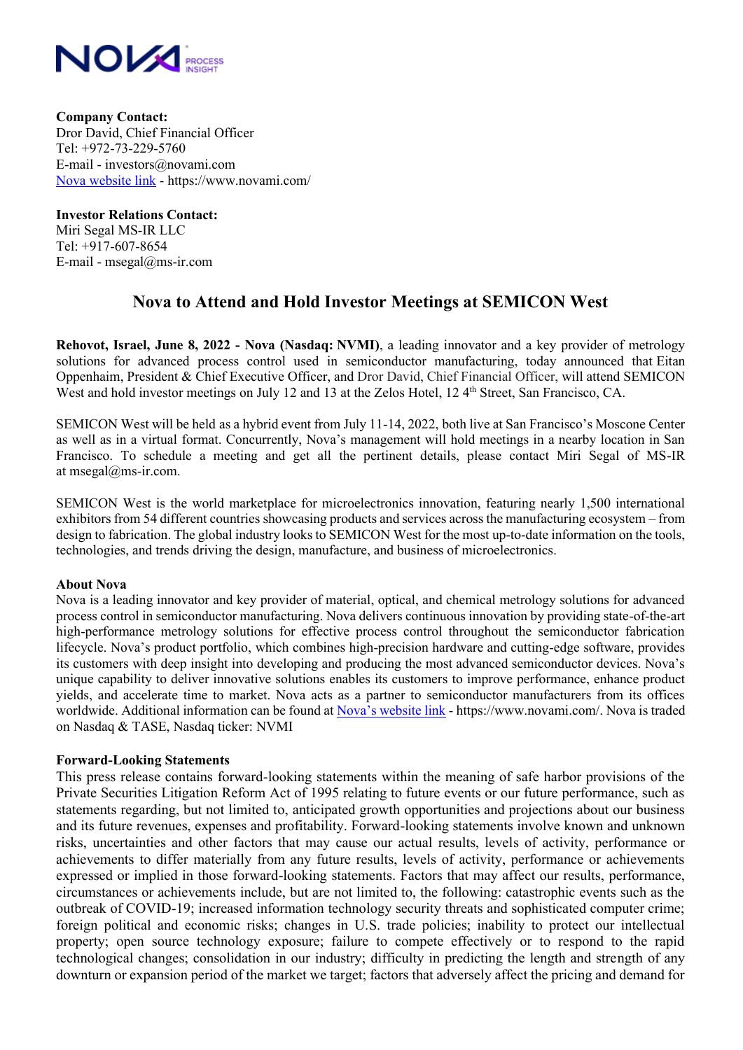**Company Contact:**
Dror David, Chief Financial Officer
Tel: +972-73-229-5760
E-mail - investors@novami.com
Nova website link - https://www.novami.com/

**Investor Relations Contact:**
Miri Segal MS-IR LLC
Tel: +917-607-8654
E-mail - msegal@ms-ir.com

# Nova to Attend and Hold Investor Meetings at SEMICON West

**Rehovot, Israel, June 8, 2022 - Nova (Nasdaq: NVMI)**, a leading innovator and a key provider of metrology solutions for advanced process control used in semiconductor manufacturing, today announced that Eitan Oppenhaim, President & Chief Executive Officer, and Dror David, Chief Financial Officer, will attend SEMICON West and hold investor meetings on July 12 and 13 at the Zelos Hotel, 12 4th Street, San Francisco, CA.

SEMICON West will be held as a hybrid event from July 11-14, 2022, both live at San Francisco's Moscone Center as well as in a virtual format. Concurrently, Nova's management will hold meetings in a nearby location in San Francisco. To schedule a meeting and get all the pertinent details, please contact Miri Segal of MS-IR at msegal@ms-ir.com.

SEMICON West is the world marketplace for microelectronics innovation, featuring nearly 1,500 international exhibitors from 54 different countries showcasing products and services across the manufacturing ecosystem – from design to fabrication. The global industry looks to SEMICON West for the most up-to-date information on the tools, technologies, and trends driving the design, manufacture, and business of microelectronics.

**About Nova**
Nova is a leading innovator and key provider of material, optical, and chemical metrology solutions for advanced process control in semiconductor manufacturing. Nova delivers continuous innovation by providing state-of-the-art high-performance metrology solutions for effective process control throughout the semiconductor fabrication lifecycle. Nova's product portfolio, which combines high-precision hardware and cutting-edge software, provides its customers with deep insight into developing and producing the most advanced semiconductor devices. Nova's unique capability to deliver innovative solutions enables its customers to improve performance, enhance product yields, and accelerate time to market. Nova acts as a partner to semiconductor manufacturers from its offices worldwide. Additional information can be found at Nova's website link - https://www.novami.com/. Nova is traded on Nasdaq & TASE, Nasdaq ticker: NVMI

**Forward-Looking Statements**
This press release contains forward-looking statements within the meaning of safe harbor provisions of the Private Securities Litigation Reform Act of 1995 relating to future events or our future performance, such as statements regarding, but not limited to, anticipated growth opportunities and projections about our business and its future revenues, expenses and profitability. Forward-looking statements involve known and unknown risks, uncertainties and other factors that may cause our actual results, levels of activity, performance or achievements to differ materially from any future results, levels of activity, performance or achievements expressed or implied in those forward-looking statements. Factors that may affect our results, performance, circumstances or achievements include, but are not limited to, the following: catastrophic events such as the outbreak of COVID-19; increased information technology security threats and sophisticated computer crime; foreign political and economic risks; changes in U.S. trade policies; inability to protect our intellectual property; open source technology exposure; failure to compete effectively or to respond to the rapid technological changes; consolidation in our industry; difficulty in predicting the length and strength of any downturn or expansion period of the market we target; factors that adversely affect the pricing and demand for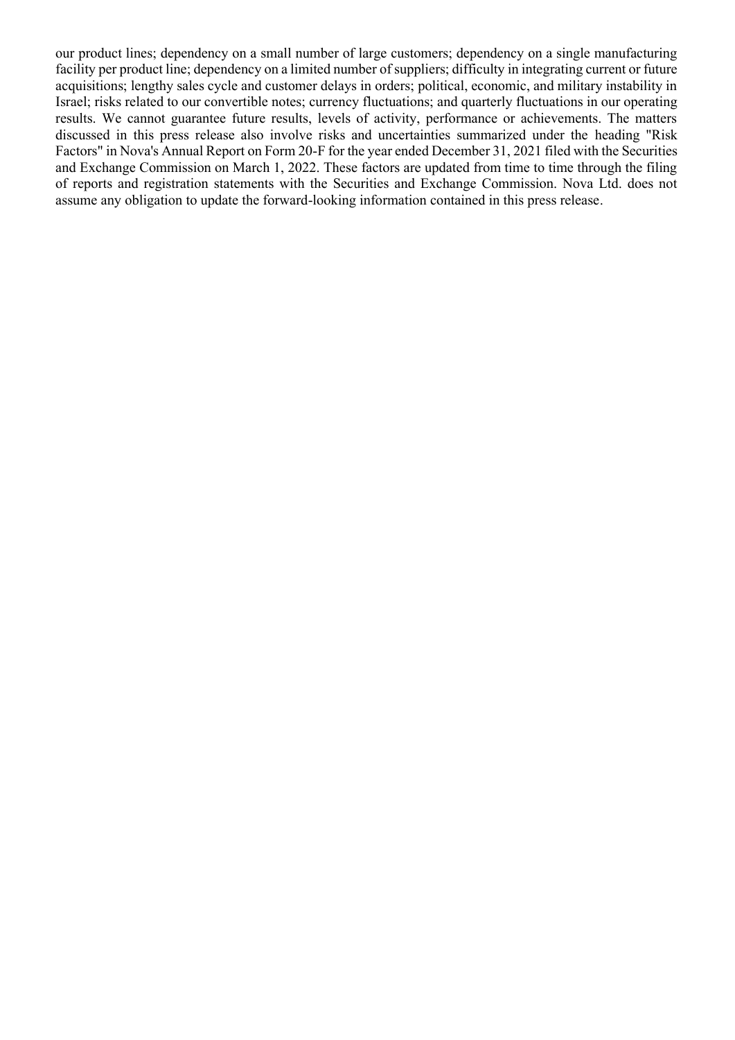our product lines; dependency on a small number of large customers; dependency on a single manufacturing facility per product line; dependency on a limited number of suppliers; difficulty in integrating current or future acquisitions; lengthy sales cycle and customer delays in orders; political, economic, and military instability in Israel; risks related to our convertible notes; currency fluctuations; and quarterly fluctuations in our operating results. We cannot guarantee future results, levels of activity, performance or achievements. The matters discussed in this press release also involve risks and uncertainties summarized under the heading "Risk Factors" in Nova's Annual Report on Form 20-F for the year ended December 31, 2021 filed with the Securities and Exchange Commission on March 1, 2022. These factors are updated from time to time through the filing of reports and registration statements with the Securities and Exchange Commission. Nova Ltd. does not assume any obligation to update the forward-looking information contained in this press release.